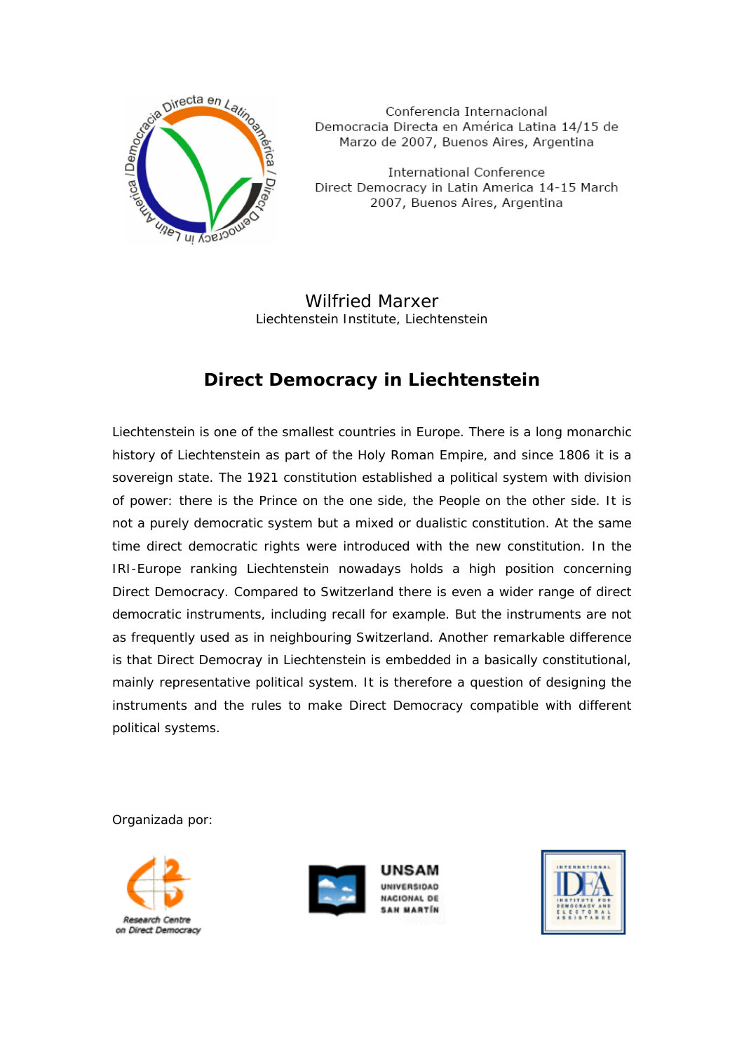Conferencia Internacional
Democracia Directa en América Latina 14/15 de Marzo de 2007, Buenos Aires, Argentina

International Conference
Direct Democracy in Latin America 14-15 March 2007, Buenos Aires, Argentina

Wilfried Marxer
Liechtenstein Institute, Liechtenstein

# Direct Democracy in Liechtenstein

Liechtenstein is one of the smallest countries in Europe. There is a long monarchic history of Liechtenstein as part of the Holy Roman Empire, and since 1806 it is a sovereign state. The 1921 constitution established a political system with division of power: there is the Prince on the one side, the People on the other side. It is not a purely democratic system but a mixed or dualistic constitution. At the same time direct democratic rights were introduced with the new constitution. In the IRI-Europe ranking Liechtenstein nowadays holds a high position concerning Direct Democracy. Compared to Switzerland there is even a wider range of direct democratic instruments, including recall for example. But the instruments are not as frequently used as in neighbouring Switzerland. Another remarkable difference is that Direct Democray in Liechtenstein is embedded in a basically constitutional, mainly representative political system. It is therefore a question of designing the instruments and the rules to make Direct Democracy compatible with different political systems.

Organizada por:

Research Centre on Direct Democracy

UNSAM Universidad Nacional de San Martín

International IDEA Institute for Democracy and Electoral Assistance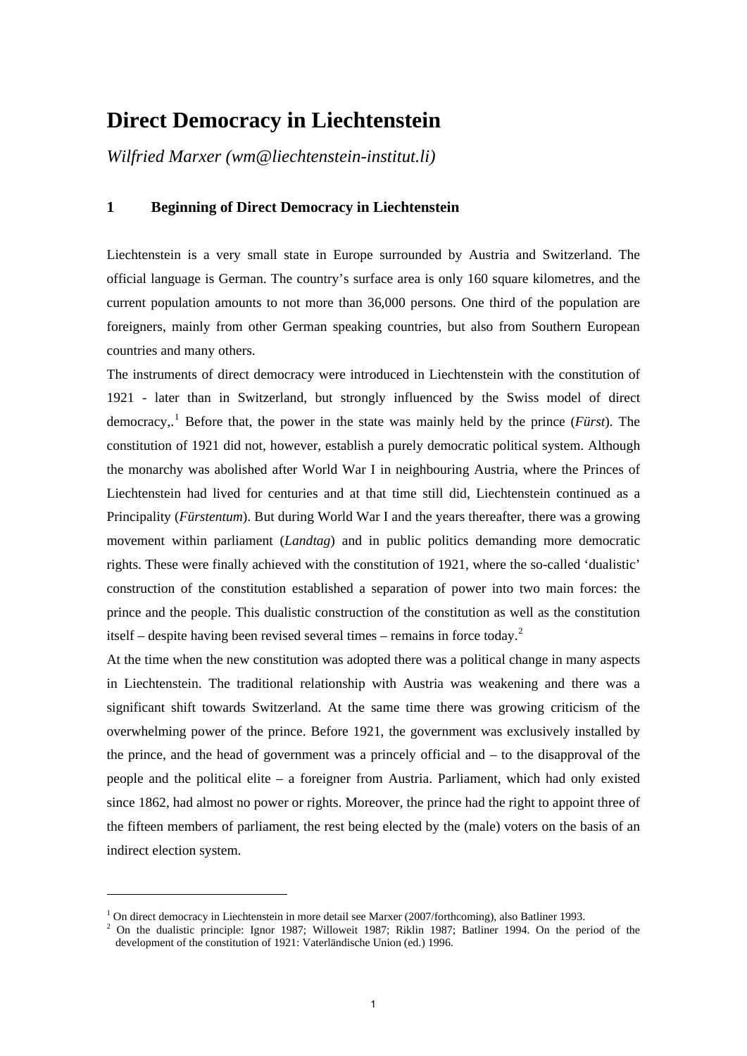# Direct Democracy in Liechtenstein

*Wilfried Marxer (wm@liechtenstein-institut.li)*

## 1 Beginning of Direct Democracy in Liechtenstein

Liechtenstein is a very small state in Europe surrounded by Austria and Switzerland. The official language is German. The country's surface area is only 160 square kilometres, and the current population amounts to not more than 36,000 persons. One third of the population are foreigners, mainly from other German speaking countries, but also from Southern European countries and many others.

The instruments of direct democracy were introduced in Liechtenstein with the constitution of 1921 - later than in Switzerland, but strongly influenced by the Swiss model of direct democracy,.[1] Before that, the power in the state was mainly held by the prince (*Fürst*). The constitution of 1921 did not, however, establish a purely democratic political system. Although the monarchy was abolished after World War I in neighbouring Austria, where the Princes of Liechtenstein had lived for centuries and at that time still did, Liechtenstein continued as a Principality (*Fürstentum*). But during World War I and the years thereafter, there was a growing movement within parliament (*Landtag*) and in public politics demanding more democratic rights. These were finally achieved with the constitution of 1921, where the so-called 'dualistic' construction of the constitution established a separation of power into two main forces: the prince and the people. This dualistic construction of the constitution as well as the constitution itself – despite having been revised several times – remains in force today.[2]

At the time when the new constitution was adopted there was a political change in many aspects in Liechtenstein. The traditional relationship with Austria was weakening and there was a significant shift towards Switzerland. At the same time there was growing criticism of the overwhelming power of the prince. Before 1921, the government was exclusively installed by the prince, and the head of government was a princely official and – to the disapproval of the people and the political elite – a foreigner from Austria. Parliament, which had only existed since 1862, had almost no power or rights. Moreover, the prince had the right to appoint three of the fifteen members of parliament, the rest being elected by the (male) voters on the basis of an indirect election system.

---

[1] On direct democracy in Liechtenstein in more detail see Marxer (2007/forthcoming), also Batliner 1993.

[2] On the dualistic principle: Ignor 1987; Willoweit 1987; Riklin 1987; Batliner 1994. On the period of the development of the constitution of 1921: Vaterländische Union (ed.) 1996.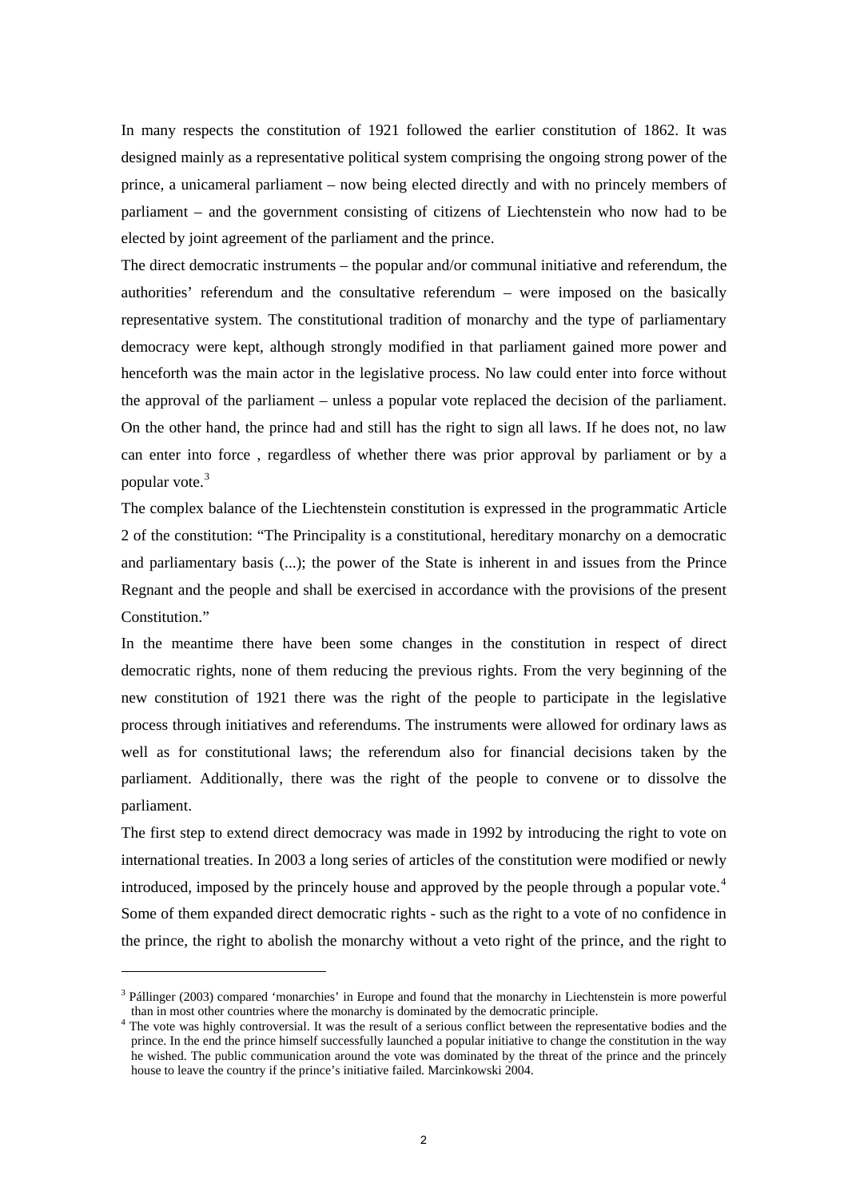In many respects the constitution of 1921 followed the earlier constitution of 1862. It was designed mainly as a representative political system comprising the ongoing strong power of the prince, a unicameral parliament – now being elected directly and with no princely members of parliament – and the government consisting of citizens of Liechtenstein who now had to be elected by joint agreement of the parliament and the prince.

The direct democratic instruments – the popular and/or communal initiative and referendum, the authorities' referendum and the consultative referendum – were imposed on the basically representative system. The constitutional tradition of monarchy and the type of parliamentary democracy were kept, although strongly modified in that parliament gained more power and henceforth was the main actor in the legislative process. No law could enter into force without the approval of the parliament – unless a popular vote replaced the decision of the parliament. On the other hand, the prince had and still has the right to sign all laws. If he does not, no law can enter into force , regardless of whether there was prior approval by parliament or by a popular vote.[3]

The complex balance of the Liechtenstein constitution is expressed in the programmatic Article 2 of the constitution: "The Principality is a constitutional, hereditary monarchy on a democratic and parliamentary basis (...); the power of the State is inherent in and issues from the Prince Regnant and the people and shall be exercised in accordance with the provisions of the present Constitution."

In the meantime there have been some changes in the constitution in respect of direct democratic rights, none of them reducing the previous rights. From the very beginning of the new constitution of 1921 there was the right of the people to participate in the legislative process through initiatives and referendums. The instruments were allowed for ordinary laws as well as for constitutional laws; the referendum also for financial decisions taken by the parliament. Additionally, there was the right of the people to convene or to dissolve the parliament.

The first step to extend direct democracy was made in 1992 by introducing the right to vote on international treaties. In 2003 a long series of articles of the constitution were modified or newly introduced, imposed by the princely house and approved by the people through a popular vote.[4] Some of them expanded direct democratic rights - such as the right to a vote of no confidence in the prince, the right to abolish the monarchy without a veto right of the prince, and the right to

---

[3] Pállinger (2003) compared 'monarchies' in Europe and found that the monarchy in Liechtenstein is more powerful than in most other countries where the monarchy is dominated by the democratic principle.

[4] The vote was highly controversial. It was the result of a serious conflict between the representative bodies and the prince. In the end the prince himself successfully launched a popular initiative to change the constitution in the way he wished. The public communication around the vote was dominated by the threat of the prince and the princely house to leave the country if the prince's initiative failed. Marcinkowski 2004.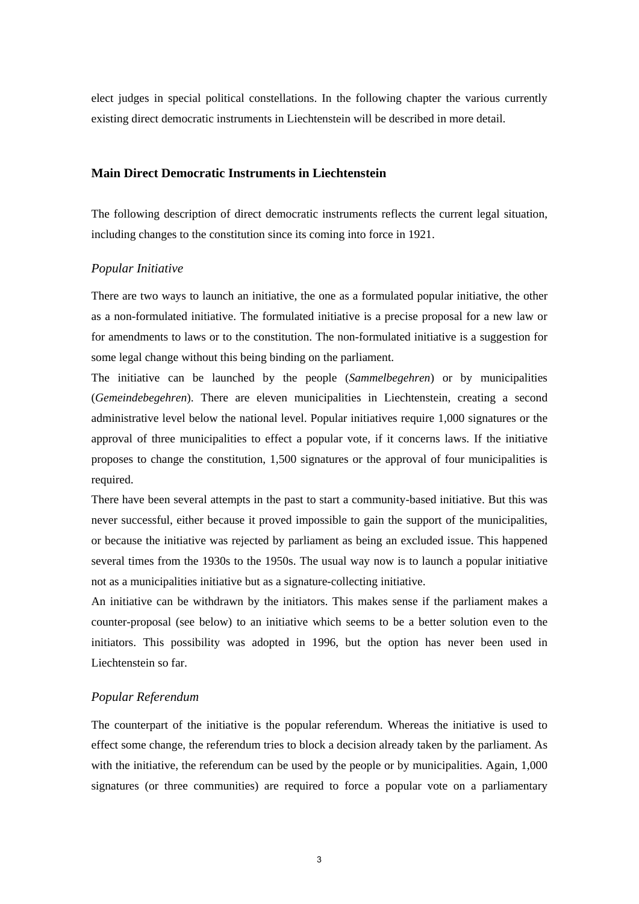elect judges in special political constellations. In the following chapter the various currently existing direct democratic instruments in Liechtenstein will be described in more detail.

## Main Direct Democratic Instruments in Liechtenstein

The following description of direct democratic instruments reflects the current legal situation, including changes to the constitution since its coming into force in 1921.

### *Popular Initiative*

There are two ways to launch an initiative, the one as a formulated popular initiative, the other as a non-formulated initiative. The formulated initiative is a precise proposal for a new law or for amendments to laws or to the constitution. The non-formulated initiative is a suggestion for some legal change without this being binding on the parliament.

The initiative can be launched by the people (*Sammelbegehren*) or by municipalities (*Gemeindebegehren*). There are eleven municipalities in Liechtenstein, creating a second administrative level below the national level. Popular initiatives require 1,000 signatures or the approval of three municipalities to effect a popular vote, if it concerns laws. If the initiative proposes to change the constitution, 1,500 signatures or the approval of four municipalities is required.

There have been several attempts in the past to start a community-based initiative. But this was never successful, either because it proved impossible to gain the support of the municipalities, or because the initiative was rejected by parliament as being an excluded issue. This happened several times from the 1930s to the 1950s. The usual way now is to launch a popular initiative not as a municipalities initiative but as a signature-collecting initiative.

An initiative can be withdrawn by the initiators. This makes sense if the parliament makes a counter-proposal (see below) to an initiative which seems to be a better solution even to the initiators. This possibility was adopted in 1996, but the option has never been used in Liechtenstein so far.

### *Popular Referendum*

The counterpart of the initiative is the popular referendum. Whereas the initiative is used to effect some change, the referendum tries to block a decision already taken by the parliament. As with the initiative, the referendum can be used by the people or by municipalities. Again, 1,000 signatures (or three communities) are required to force a popular vote on a parliamentary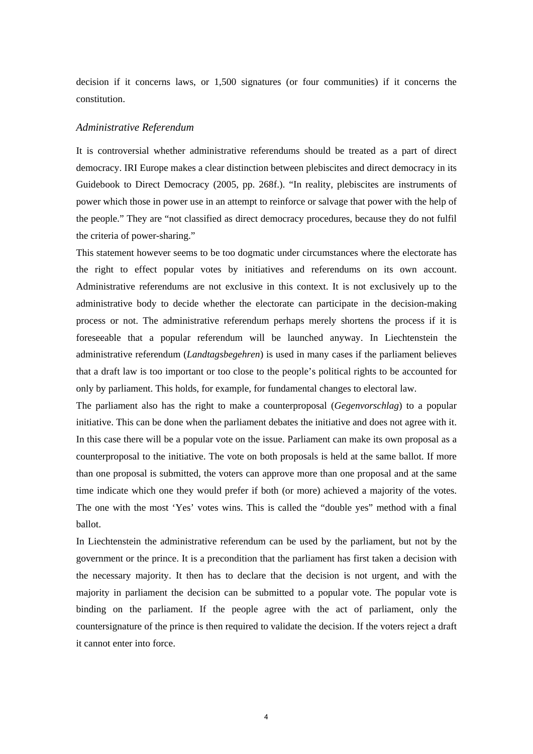decision if it concerns laws, or 1,500 signatures (or four communities) if it concerns the constitution.

### *Administrative Referendum*

It is controversial whether administrative referendums should be treated as a part of direct democracy. IRI Europe makes a clear distinction between plebiscites and direct democracy in its Guidebook to Direct Democracy (2005, pp. 268f.). "In reality, plebiscites are instruments of power which those in power use in an attempt to reinforce or salvage that power with the help of the people." They are "not classified as direct democracy procedures, because they do not fulfil the criteria of power-sharing."

This statement however seems to be too dogmatic under circumstances where the electorate has the right to effect popular votes by initiatives and referendums on its own account. Administrative referendums are not exclusive in this context. It is not exclusively up to the administrative body to decide whether the electorate can participate in the decision-making process or not. The administrative referendum perhaps merely shortens the process if it is foreseeable that a popular referendum will be launched anyway. In Liechtenstein the administrative referendum (*Landtagsbegehren*) is used in many cases if the parliament believes that a draft law is too important or too close to the people's political rights to be accounted for only by parliament. This holds, for example, for fundamental changes to electoral law.

The parliament also has the right to make a counterproposal (*Gegenvorschlag*) to a popular initiative. This can be done when the parliament debates the initiative and does not agree with it. In this case there will be a popular vote on the issue. Parliament can make its own proposal as a counterproposal to the initiative. The vote on both proposals is held at the same ballot. If more than one proposal is submitted, the voters can approve more than one proposal and at the same time indicate which one they would prefer if both (or more) achieved a majority of the votes. The one with the most 'Yes' votes wins. This is called the "double yes" method with a final ballot.

In Liechtenstein the administrative referendum can be used by the parliament, but not by the government or the prince. It is a precondition that the parliament has first taken a decision with the necessary majority. It then has to declare that the decision is not urgent, and with the majority in parliament the decision can be submitted to a popular vote. The popular vote is binding on the parliament. If the people agree with the act of parliament, only the countersignature of the prince is then required to validate the decision. If the voters reject a draft it cannot enter into force.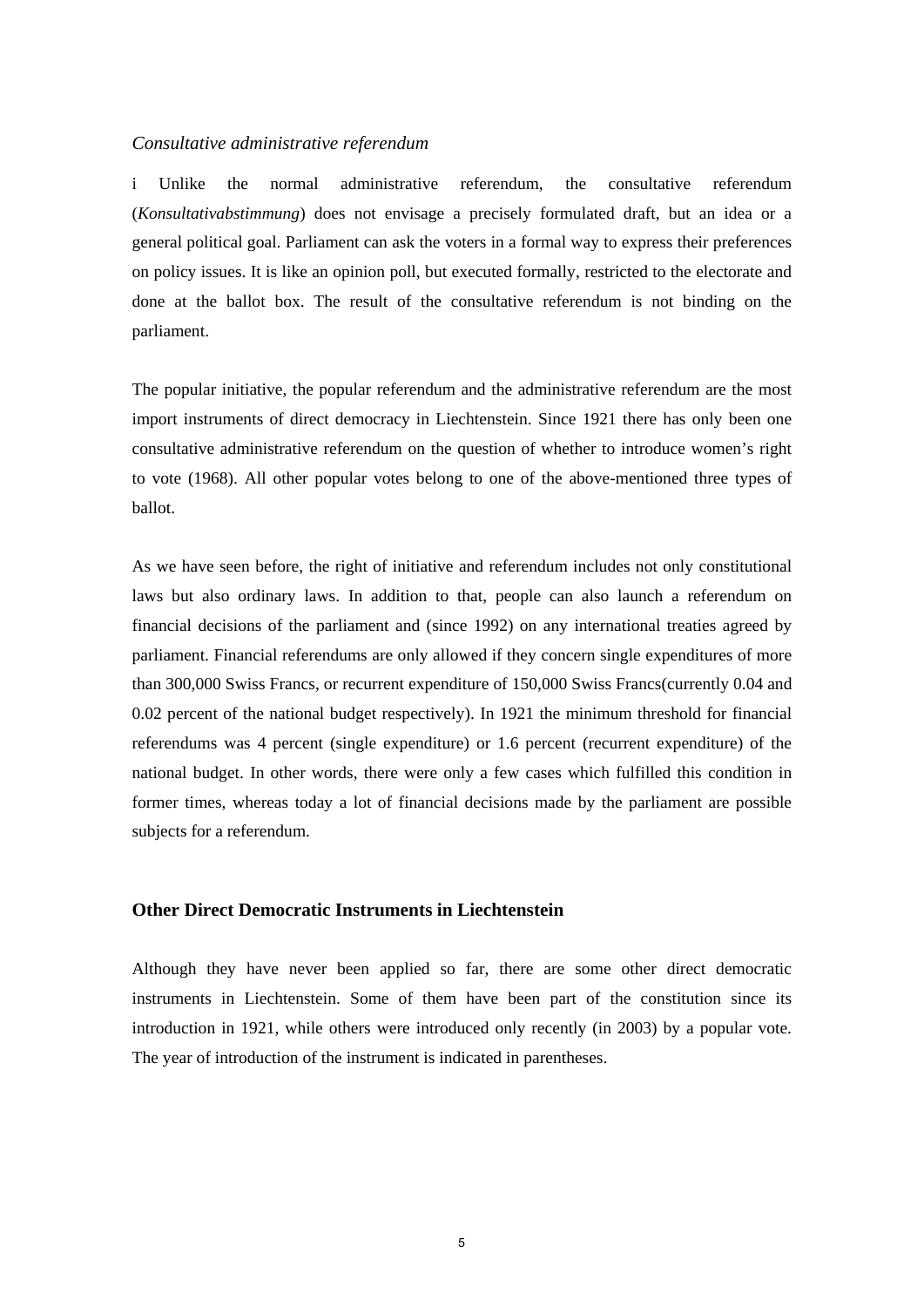*Consultative administrative referendum*

i Unlike the normal administrative referendum, the consultative referendum (*Konsultativabstimmung*) does not envisage a precisely formulated draft, but an idea or a general political goal. Parliament can ask the voters in a formal way to express their preferences on policy issues. It is like an opinion poll, but executed formally, restricted to the electorate and done at the ballot box. The result of the consultative referendum is not binding on the parliament.

The popular initiative, the popular referendum and the administrative referendum are the most import instruments of direct democracy in Liechtenstein. Since 1921 there has only been one consultative administrative referendum on the question of whether to introduce women's right to vote (1968). All other popular votes belong to one of the above-mentioned three types of ballot.

As we have seen before, the right of initiative and referendum includes not only constitutional laws but also ordinary laws. In addition to that, people can also launch a referendum on financial decisions of the parliament and (since 1992) on any international treaties agreed by parliament. Financial referendums are only allowed if they concern single expenditures of more than 300,000 Swiss Francs, or recurrent expenditure of 150,000 Swiss Francs(currently 0.04 and 0.02 percent of the national budget respectively). In 1921 the minimum threshold for financial referendums was 4 percent (single expenditure) or 1.6 percent (recurrent expenditure) of the national budget. In other words, there were only a few cases which fulfilled this condition in former times, whereas today a lot of financial decisions made by the parliament are possible subjects for a referendum.

## Other Direct Democratic Instruments in Liechtenstein

Although they have never been applied so far, there are some other direct democratic instruments in Liechtenstein. Some of them have been part of the constitution since its introduction in 1921, while others were introduced only recently (in 2003) by a popular vote. The year of introduction of the instrument is indicated in parentheses.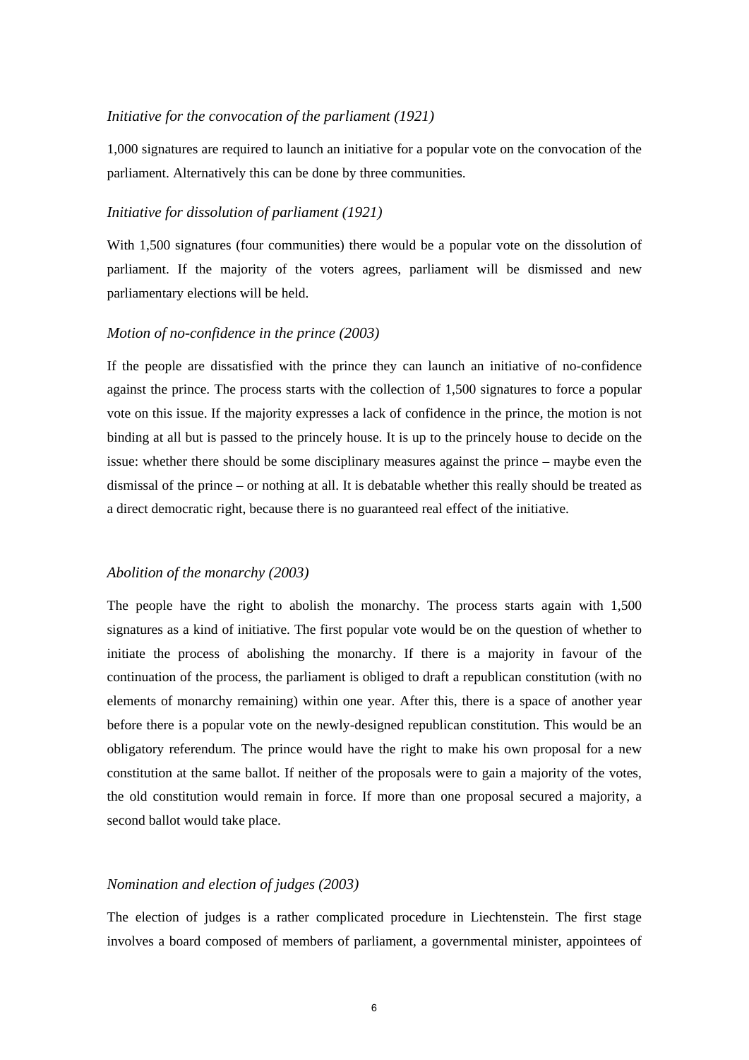*Initiative for the convocation of the parliament (1921)*

1,000 signatures are required to launch an initiative for a popular vote on the convocation of the parliament. Alternatively this can be done by three communities.

*Initiative for dissolution of parliament (1921)*

With 1,500 signatures (four communities) there would be a popular vote on the dissolution of parliament. If the majority of the voters agrees, parliament will be dismissed and new parliamentary elections will be held.

*Motion of no-confidence in the prince (2003)*

If the people are dissatisfied with the prince they can launch an initiative of no-confidence against the prince. The process starts with the collection of 1,500 signatures to force a popular vote on this issue. If the majority expresses a lack of confidence in the prince, the motion is not binding at all but is passed to the princely house. It is up to the princely house to decide on the issue: whether there should be some disciplinary measures against the prince – maybe even the dismissal of the prince – or nothing at all. It is debatable whether this really should be treated as a direct democratic right, because there is no guaranteed real effect of the initiative.

*Abolition of the monarchy (2003)*

The people have the right to abolish the monarchy. The process starts again with 1,500 signatures as a kind of initiative. The first popular vote would be on the question of whether to initiate the process of abolishing the monarchy. If there is a majority in favour of the continuation of the process, the parliament is obliged to draft a republican constitution (with no elements of monarchy remaining) within one year. After this, there is a space of another year before there is a popular vote on the newly-designed republican constitution. This would be an obligatory referendum. The prince would have the right to make his own proposal for a new constitution at the same ballot. If neither of the proposals were to gain a majority of the votes, the old constitution would remain in force. If more than one proposal secured a majority, a second ballot would take place.

*Nomination and election of judges (2003)*

The election of judges is a rather complicated procedure in Liechtenstein. The first stage involves a board composed of members of parliament, a governmental minister, appointees of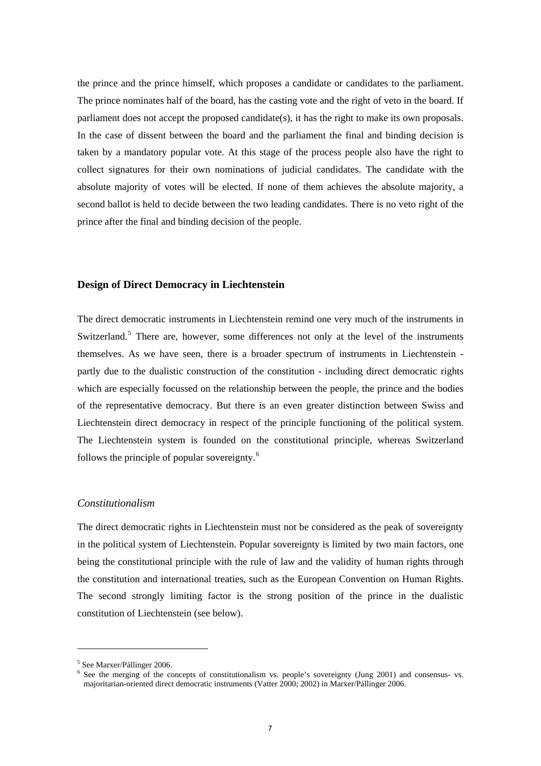the prince and the prince himself, which proposes a candidate or candidates to the parliament. The prince nominates half of the board, has the casting vote and the right of veto in the board. If parliament does not accept the proposed candidate(s), it has the right to make its own proposals. In the case of dissent between the board and the parliament the final and binding decision is taken by a mandatory popular vote. At this stage of the process people also have the right to collect signatures for their own nominations of judicial candidates. The candidate with the absolute majority of votes will be elected. If none of them achieves the absolute majority, a second ballot is held to decide between the two leading candidates. There is no veto right of the prince after the final and binding decision of the people.

## Design of Direct Democracy in Liechtenstein

The direct democratic instruments in Liechtenstein remind one very much of the instruments in Switzerland.[5] There are, however, some differences not only at the level of the instruments themselves. As we have seen, there is a broader spectrum of instruments in Liechtenstein - partly due to the dualistic construction of the constitution - including direct democratic rights which are especially focussed on the relationship between the people, the prince and the bodies of the representative democracy. But there is an even greater distinction between Swiss and Liechtenstein direct democracy in respect of the principle functioning of the political system. The Liechtenstein system is founded on the constitutional principle, whereas Switzerland follows the principle of popular sovereignty.[6]

### *Constitutionalism*

The direct democratic rights in Liechtenstein must not be considered as the peak of sovereignty in the political system of Liechtenstein. Popular sovereignty is limited by two main factors, one being the constitutional principle with the rule of law and the validity of human rights through the constitution and international treaties, such as the European Convention on Human Rights. The second strongly limiting factor is the strong position of the prince in the dualistic constitution of Liechtenstein (see below).

---

[5] See Marxer/Pállinger 2006.

[6] See the merging of the concepts of constitutionalism vs. people's sovereignty (Jung 2001) and consensus- vs. majoritarian-oriented direct democratic instruments (Vatter 2000; 2002) in Marxer/Pállinger 2006.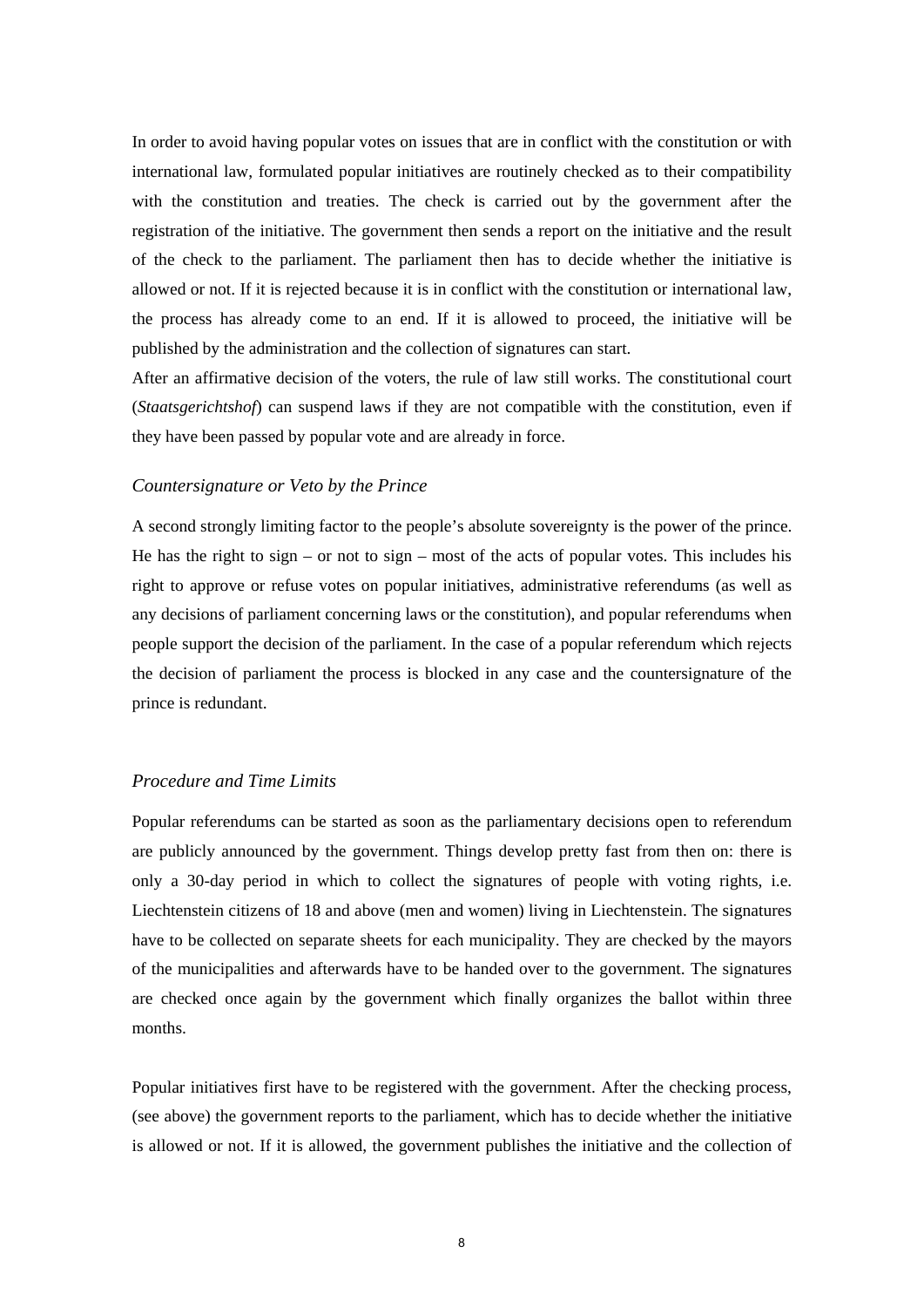In order to avoid having popular votes on issues that are in conflict with the constitution or with international law, formulated popular initiatives are routinely checked as to their compatibility with the constitution and treaties. The check is carried out by the government after the registration of the initiative. The government then sends a report on the initiative and the result of the check to the parliament. The parliament then has to decide whether the initiative is allowed or not. If it is rejected because it is in conflict with the constitution or international law, the process has already come to an end. If it is allowed to proceed, the initiative will be published by the administration and the collection of signatures can start.

After an affirmative decision of the voters, the rule of law still works. The constitutional court (*Staatsgerichtshof*) can suspend laws if they are not compatible with the constitution, even if they have been passed by popular vote and are already in force.

### *Countersignature or Veto by the Prince*

A second strongly limiting factor to the people's absolute sovereignty is the power of the prince. He has the right to sign – or not to sign – most of the acts of popular votes. This includes his right to approve or refuse votes on popular initiatives, administrative referendums (as well as any decisions of parliament concerning laws or the constitution), and popular referendums when people support the decision of the parliament. In the case of a popular referendum which rejects the decision of parliament the process is blocked in any case and the countersignature of the prince is redundant.

### *Procedure and Time Limits*

Popular referendums can be started as soon as the parliamentary decisions open to referendum are publicly announced by the government. Things develop pretty fast from then on: there is only a 30-day period in which to collect the signatures of people with voting rights, i.e. Liechtenstein citizens of 18 and above (men and women) living in Liechtenstein. The signatures have to be collected on separate sheets for each municipality. They are checked by the mayors of the municipalities and afterwards have to be handed over to the government. The signatures are checked once again by the government which finally organizes the ballot within three months.

Popular initiatives first have to be registered with the government. After the checking process, (see above) the government reports to the parliament, which has to decide whether the initiative is allowed or not. If it is allowed, the government publishes the initiative and the collection of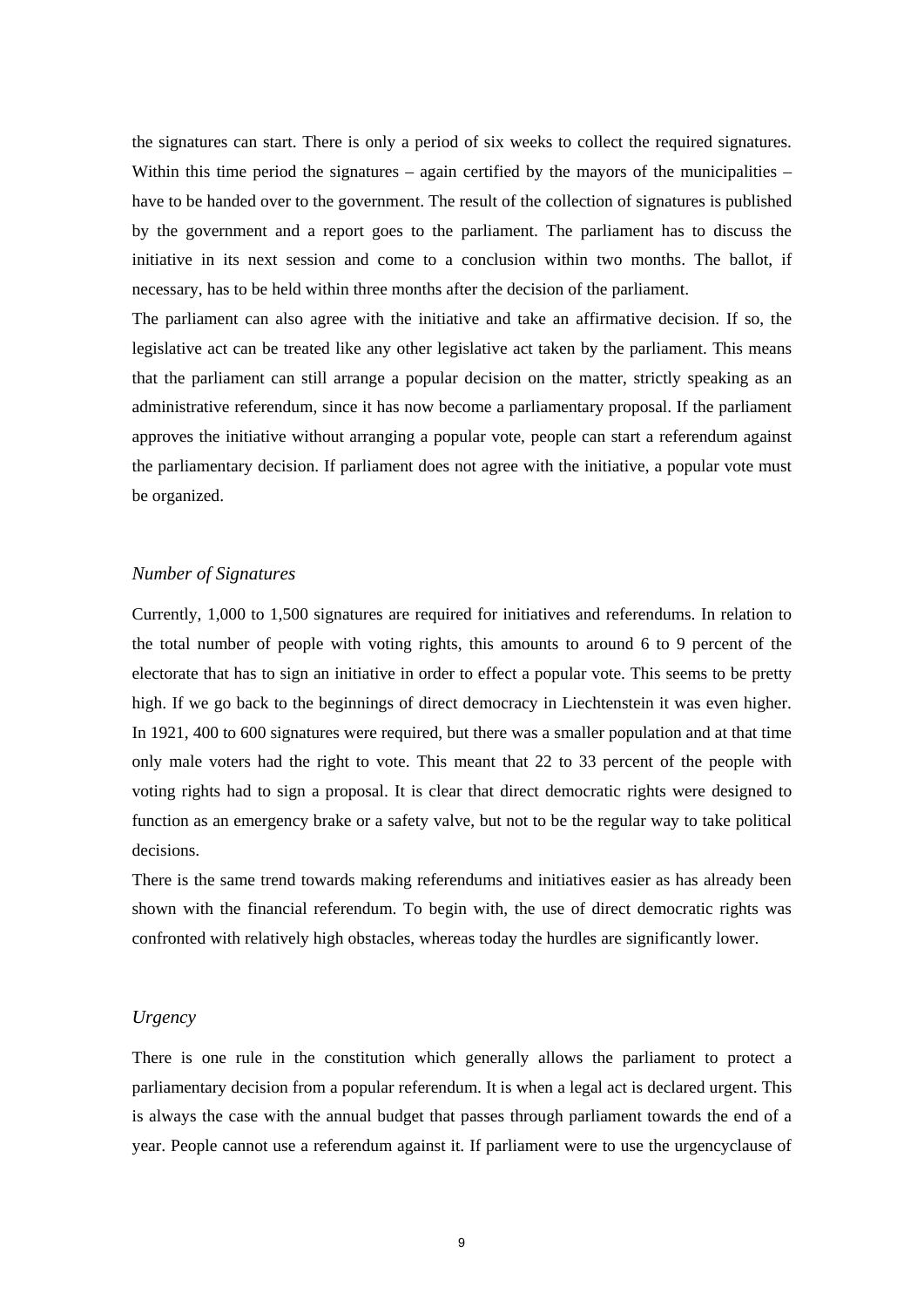the signatures can start. There is only a period of six weeks to collect the required signatures. Within this time period the signatures – again certified by the mayors of the municipalities – have to be handed over to the government. The result of the collection of signatures is published by the government and a report goes to the parliament. The parliament has to discuss the initiative in its next session and come to a conclusion within two months. The ballot, if necessary, has to be held within three months after the decision of the parliament.

The parliament can also agree with the initiative and take an affirmative decision. If so, the legislative act can be treated like any other legislative act taken by the parliament. This means that the parliament can still arrange a popular decision on the matter, strictly speaking as an administrative referendum, since it has now become a parliamentary proposal. If the parliament approves the initiative without arranging a popular vote, people can start a referendum against the parliamentary decision. If parliament does not agree with the initiative, a popular vote must be organized.

### *Number of Signatures*

Currently, 1,000 to 1,500 signatures are required for initiatives and referendums. In relation to the total number of people with voting rights, this amounts to around 6 to 9 percent of the electorate that has to sign an initiative in order to effect a popular vote. This seems to be pretty high. If we go back to the beginnings of direct democracy in Liechtenstein it was even higher. In 1921, 400 to 600 signatures were required, but there was a smaller population and at that time only male voters had the right to vote. This meant that 22 to 33 percent of the people with voting rights had to sign a proposal. It is clear that direct democratic rights were designed to function as an emergency brake or a safety valve, but not to be the regular way to take political decisions.

There is the same trend towards making referendums and initiatives easier as has already been shown with the financial referendum. To begin with, the use of direct democratic rights was confronted with relatively high obstacles, whereas today the hurdles are significantly lower.

### *Urgency*

There is one rule in the constitution which generally allows the parliament to protect a parliamentary decision from a popular referendum. It is when a legal act is declared urgent. This is always the case with the annual budget that passes through parliament towards the end of a year. People cannot use a referendum against it. If parliament were to use the urgencyclause of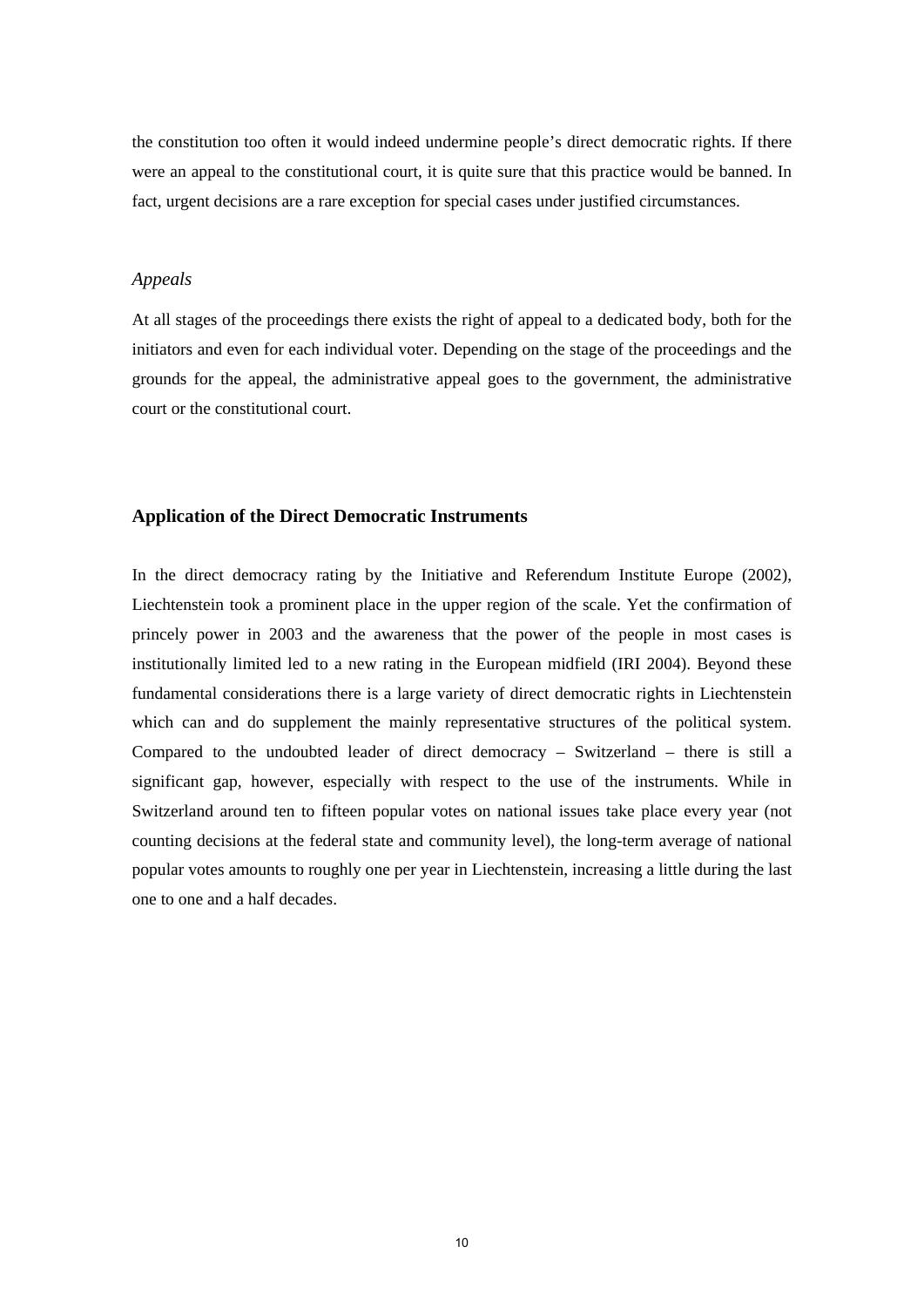the constitution too often it would indeed undermine people's direct democratic rights. If there were an appeal to the constitutional court, it is quite sure that this practice would be banned. In fact, urgent decisions are a rare exception for special cases under justified circumstances.

### *Appeals*

At all stages of the proceedings there exists the right of appeal to a dedicated body, both for the initiators and even for each individual voter. Depending on the stage of the proceedings and the grounds for the appeal, the administrative appeal goes to the government, the administrative court or the constitutional court.

## Application of the Direct Democratic Instruments

In the direct democracy rating by the Initiative and Referendum Institute Europe (2002), Liechtenstein took a prominent place in the upper region of the scale. Yet the confirmation of princely power in 2003 and the awareness that the power of the people in most cases is institutionally limited led to a new rating in the European midfield (IRI 2004). Beyond these fundamental considerations there is a large variety of direct democratic rights in Liechtenstein which can and do supplement the mainly representative structures of the political system. Compared to the undoubted leader of direct democracy – Switzerland – there is still a significant gap, however, especially with respect to the use of the instruments. While in Switzerland around ten to fifteen popular votes on national issues take place every year (not counting decisions at the federal state and community level), the long-term average of national popular votes amounts to roughly one per year in Liechtenstein, increasing a little during the last one to one and a half decades.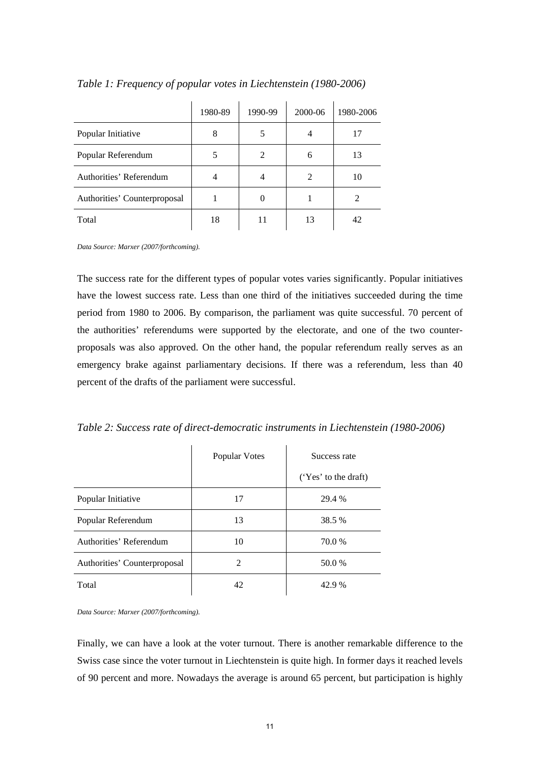*Table 1: Frequency of popular votes in Liechtenstein (1980-2006)*

| | 1980-89 | 1990-99 | 2000-06 | 1980-2006 |
|---|---|---|---|---|
| Popular Initiative | 8 | 5 | 4 | 17 |
| Popular Referendum | 5 | 2 | 6 | 13 |
| Authorities' Referendum | 4 | 4 | 2 | 10 |
| Authorities' Counterproposal | 1 | 0 | 1 | 2 |
| Total | 18 | 11 | 13 | 42 |

*Data Source: Marxer (2007/forthcoming).*

The success rate for the different types of popular votes varies significantly. Popular initiatives have the lowest success rate. Less than one third of the initiatives succeeded during the time period from 1980 to 2006. By comparison, the parliament was quite successful. 70 percent of the authorities' referendums were supported by the electorate, and one of the two counter-proposals was also approved. On the other hand, the popular referendum really serves as an emergency brake against parliamentary decisions. If there was a referendum, less than 40 percent of the drafts of the parliament were successful.

*Table 2: Success rate of direct-democratic instruments in Liechtenstein (1980-2006)*

| | Popular Votes | Success rate ('Yes' to the draft) |
|---|---|---|
| Popular Initiative | 17 | 29.4 % |
| Popular Referendum | 13 | 38.5 % |
| Authorities' Referendum | 10 | 70.0 % |
| Authorities' Counterproposal | 2 | 50.0 % |
| Total | 42 | 42.9 % |

*Data Source: Marxer (2007/forthcoming).*

Finally, we can have a look at the voter turnout. There is another remarkable difference to the Swiss case since the voter turnout in Liechtenstein is quite high. In former days it reached levels of 90 percent and more. Nowadays the average is around 65 percent, but participation is highly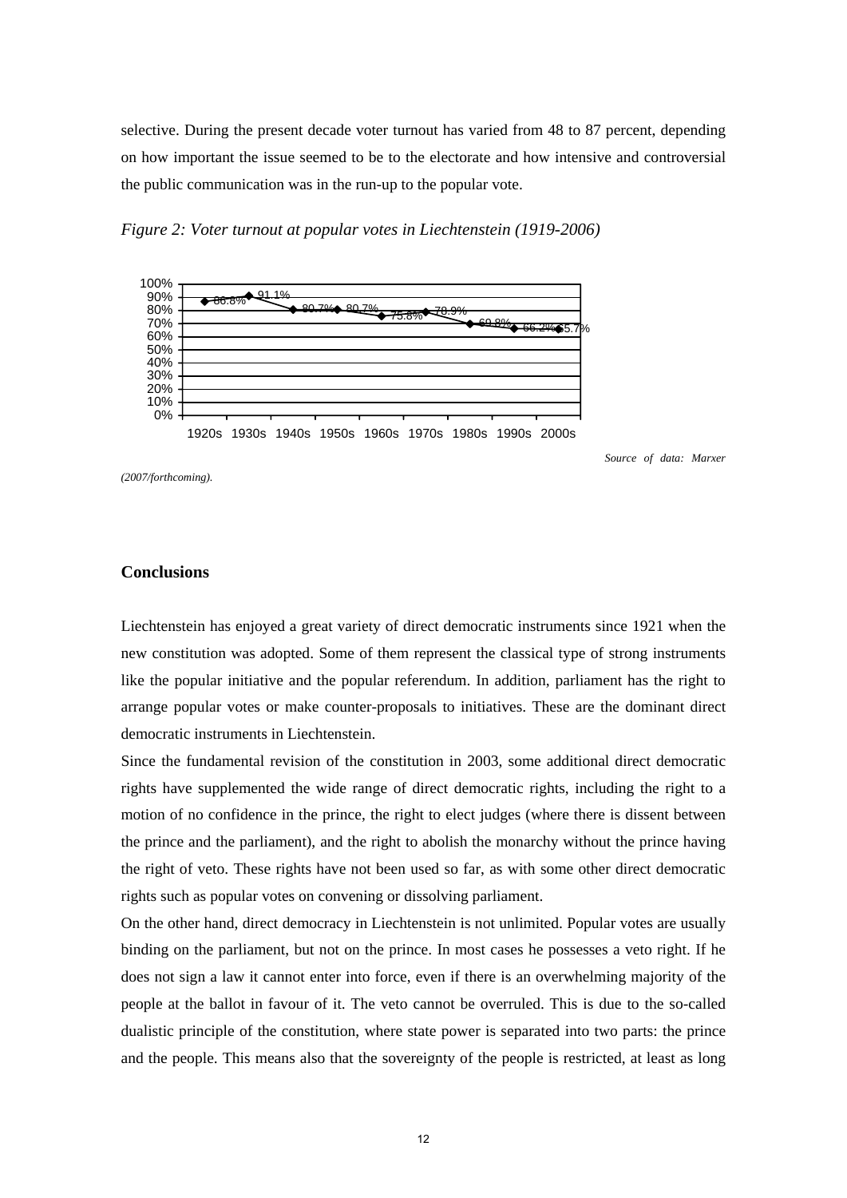selective. During the present decade voter turnout has varied from 48 to 87 percent, depending on how important the issue seemed to be to the electorate and how intensive and controversial the public communication was in the run-up to the popular vote.

*Figure 2: Voter turnout at popular votes in Liechtenstein (1919-2006)*

| Decade | 1920s | 1930s | 1940s | 1950s | 1960s | 1970s | 1980s | 1990s | 2000s |
|---|---|---|---|---|---|---|---|---|---|
| Voter turnout | 86.8% | 91.1% | 80.7% | 80.7% | 75.8% | 78.9% | 69.8% | 66.2% | 65.7% |

*Source of data: Marxer (2007/forthcoming).*

## Conclusions

Liechtenstein has enjoyed a great variety of direct democratic instruments since 1921 when the new constitution was adopted. Some of them represent the classical type of strong instruments like the popular initiative and the popular referendum. In addition, parliament has the right to arrange popular votes or make counter-proposals to initiatives. These are the dominant direct democratic instruments in Liechtenstein.

Since the fundamental revision of the constitution in 2003, some additional direct democratic rights have supplemented the wide range of direct democratic rights, including the right to a motion of no confidence in the prince, the right to elect judges (where there is dissent between the prince and the parliament), and the right to abolish the monarchy without the prince having the right of veto. These rights have not been used so far, as with some other direct democratic rights such as popular votes on convening or dissolving parliament.

On the other hand, direct democracy in Liechtenstein is not unlimited. Popular votes are usually binding on the parliament, but not on the prince. In most cases he possesses a veto right. If he does not sign a law it cannot enter into force, even if there is an overwhelming majority of the people at the ballot in favour of it. The veto cannot be overruled. This is due to the so-called dualistic principle of the constitution, where state power is separated into two parts: the prince and the people. This means also that the sovereignty of the people is restricted, at least as long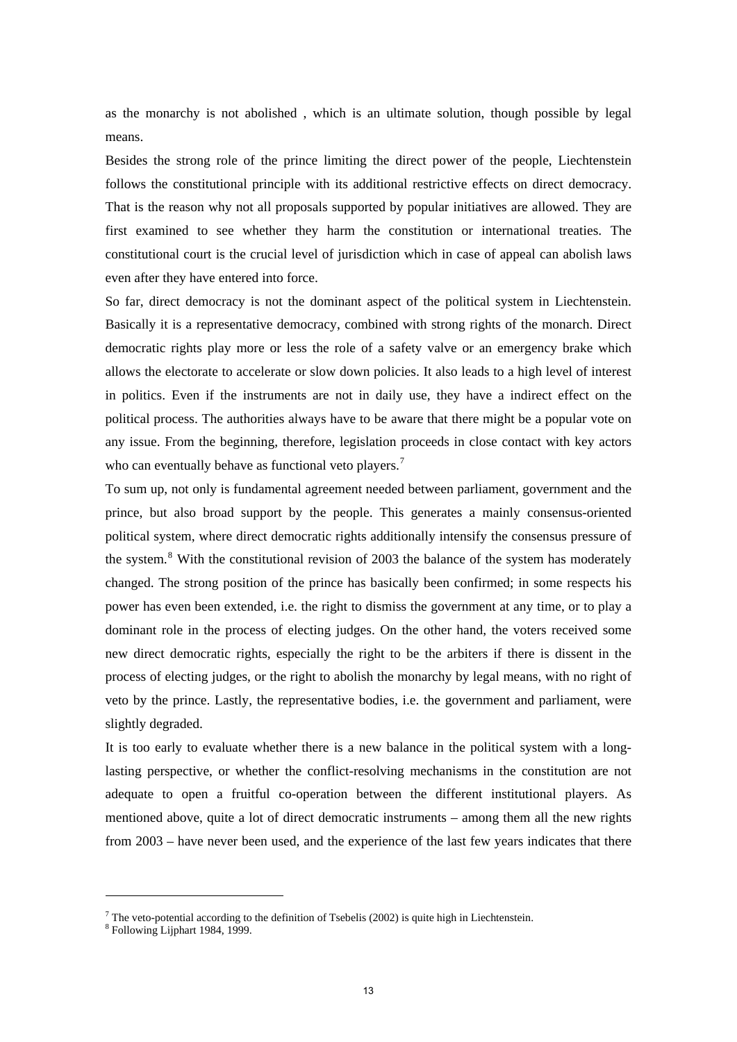as the monarchy is not abolished , which is an ultimate solution, though possible by legal means.

Besides the strong role of the prince limiting the direct power of the people, Liechtenstein follows the constitutional principle with its additional restrictive effects on direct democracy. That is the reason why not all proposals supported by popular initiatives are allowed. They are first examined to see whether they harm the constitution or international treaties. The constitutional court is the crucial level of jurisdiction which in case of appeal can abolish laws even after they have entered into force.

So far, direct democracy is not the dominant aspect of the political system in Liechtenstein. Basically it is a representative democracy, combined with strong rights of the monarch. Direct democratic rights play more or less the role of a safety valve or an emergency brake which allows the electorate to accelerate or slow down policies. It also leads to a high level of interest in politics. Even if the instruments are not in daily use, they have a indirect effect on the political process. The authorities always have to be aware that there might be a popular vote on any issue. From the beginning, therefore, legislation proceeds in close contact with key actors who can eventually behave as functional veto players.[7]

To sum up, not only is fundamental agreement needed between parliament, government and the prince, but also broad support by the people. This generates a mainly consensus-oriented political system, where direct democratic rights additionally intensify the consensus pressure of the system.[8] With the constitutional revision of 2003 the balance of the system has moderately changed. The strong position of the prince has basically been confirmed; in some respects his power has even been extended, i.e. the right to dismiss the government at any time, or to play a dominant role in the process of electing judges. On the other hand, the voters received some new direct democratic rights, especially the right to be the arbiters if there is dissent in the process of electing judges, or the right to abolish the monarchy by legal means, with no right of veto by the prince. Lastly, the representative bodies, i.e. the government and parliament, were slightly degraded.

It is too early to evaluate whether there is a new balance in the political system with a long-lasting perspective, or whether the conflict-resolving mechanisms in the constitution are not adequate to open a fruitful co-operation between the different institutional players. As mentioned above, quite a lot of direct democratic instruments – among them all the new rights from 2003 – have never been used, and the experience of the last few years indicates that there

---

[7] The veto-potential according to the definition of Tsebelis (2002) is quite high in Liechtenstein.

[8] Following Lijphart 1984, 1999.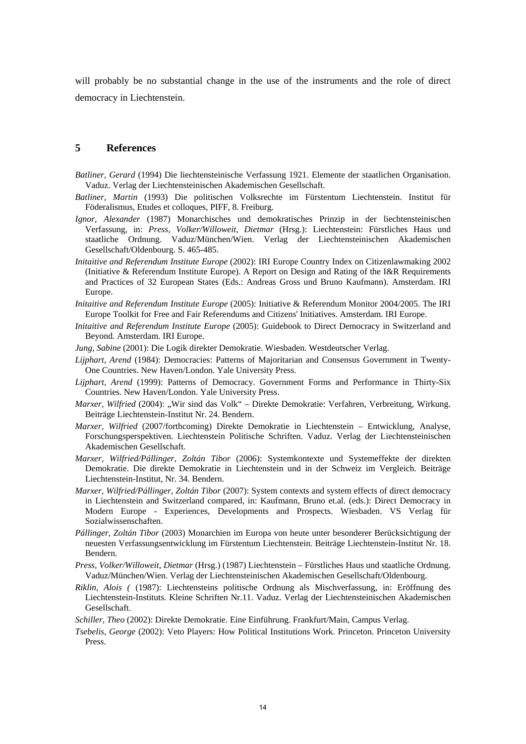will probably be no substantial change in the use of the instruments and the role of direct democracy in Liechtenstein.

## 5 References

*Batliner, Gerard* (1994) Die liechtensteinische Verfassung 1921. Elemente der staatlichen Organisation. Vaduz. Verlag der Liechtensteinischen Akademischen Gesellschaft.

*Batliner, Martin* (1993) Die politischen Volksrechte im Fürstentum Liechtenstein. Institut für Föderalismus, Etudes et colloques, PIFF, 8. Freiburg.

*Ignor, Alexander* (1987) Monarchisches und demokratisches Prinzip in der liechtensteinischen Verfassung, in: *Press, Volker/Willoweit, Dietmar* (Hrsg.): Liechtenstein: Fürstliches Haus und staatliche Ordnung. Vaduz/München/Wien. Verlag der Liechtensteinischen Akademischen Gesellschaft/Oldenbourg. S. 465-485.

*Initaitive and Referendum Institute Europe* (2002): IRI Europe Country Index on Citizenlawmaking 2002 (Initiative & Referendum Institute Europe). A Report on Design and Rating of the I&R Requirements and Practices of 32 European States (Eds.: Andreas Gross und Bruno Kaufmann). Amsterdam. IRI Europe.

*Initaitive and Referendum Institute Europe* (2005): Initiative & Referendum Monitor 2004/2005. The IRI Europe Toolkit for Free and Fair Referendums and Citizens' Initiatives. Amsterdam. IRI Europe.

*Initaitive and Referendum Institute Europe* (2005): Guidebook to Direct Democracy in Switzerland and Beyond. Amsterdam. IRI Europe.

*Jung, Sabine* (2001): Die Logik direkter Demokratie. Wiesbaden. Westdeutscher Verlag.

*Lijphart, Arend* (1984): Democracies: Patterns of Majoritarian and Consensus Government in Twenty-One Countries. New Haven/London. Yale University Press.

*Lijphart, Arend* (1999): Patterns of Democracy. Government Forms and Performance in Thirty-Six Countries. New Haven/London. Yale University Press.

*Marxer, Wilfried* (2004): „Wir sind das Volk" – Direkte Demokratie: Verfahren, Verbreitung, Wirkung. Beiträge Liechtenstein-Institut Nr. 24. Bendern.

*Marxer, Wilfried* (2007/forthcoming) Direkte Demokratie in Liechtenstein – Entwicklung, Analyse, Forschungsperspektiven. Liechtenstein Politische Schriften. Vaduz. Verlag der Liechtensteinischen Akademischen Gesellschaft.

*Marxer, Wilfried/Pállinger, Zoltán Tibor* (2006): Systemkontexte und Systemeffekte der direkten Demokratie. Die direkte Demokratie in Liechtenstein und in der Schweiz im Vergleich. Beiträge Liechtenstein-Institut, Nr. 34. Bendern.

*Marxer, Wilfried/Pállinger, Zoltán Tibor* (2007): System contexts and system effects of direct democracy in Liechtenstein and Switzerland compared, in: Kaufmann, Bruno et.al. (eds.): Direct Democracy in Modern Europe - Experiences, Developments and Prospects. Wiesbaden. VS Verlag für Sozialwissenschaften.

*Pállinger, Zoltán Tibor* (2003) Monarchien im Europa von heute unter besonderer Berücksichtigung der neuesten Verfassungsentwicklung im Fürstentum Liechtenstein. Beiträge Liechtenstein-Institut Nr. 18. Bendern.

*Press, Volker/Willoweit, Dietmar* (Hrsg.) (1987) Liechtenstein – Fürstliches Haus und staatliche Ordnung. Vaduz/München/Wien. Verlag der Liechtensteinischen Akademischen Gesellschaft/Oldenbourg.

*Riklin, Alois (* (1987): Liechtensteins politische Ordnung als Mischverfassung, in: Eröffnung des Liechtenstein-Instituts. Kleine Schriften Nr.11. Vaduz. Verlag der Liechtensteinischen Akademischen Gesellschaft.

*Schiller, Theo* (2002): Direkte Demokratie. Eine Einführung. Frankfurt/Main, Campus Verlag.

*Tsebelis, George* (2002): Veto Players: How Political Institutions Work. Princeton. Princeton University Press.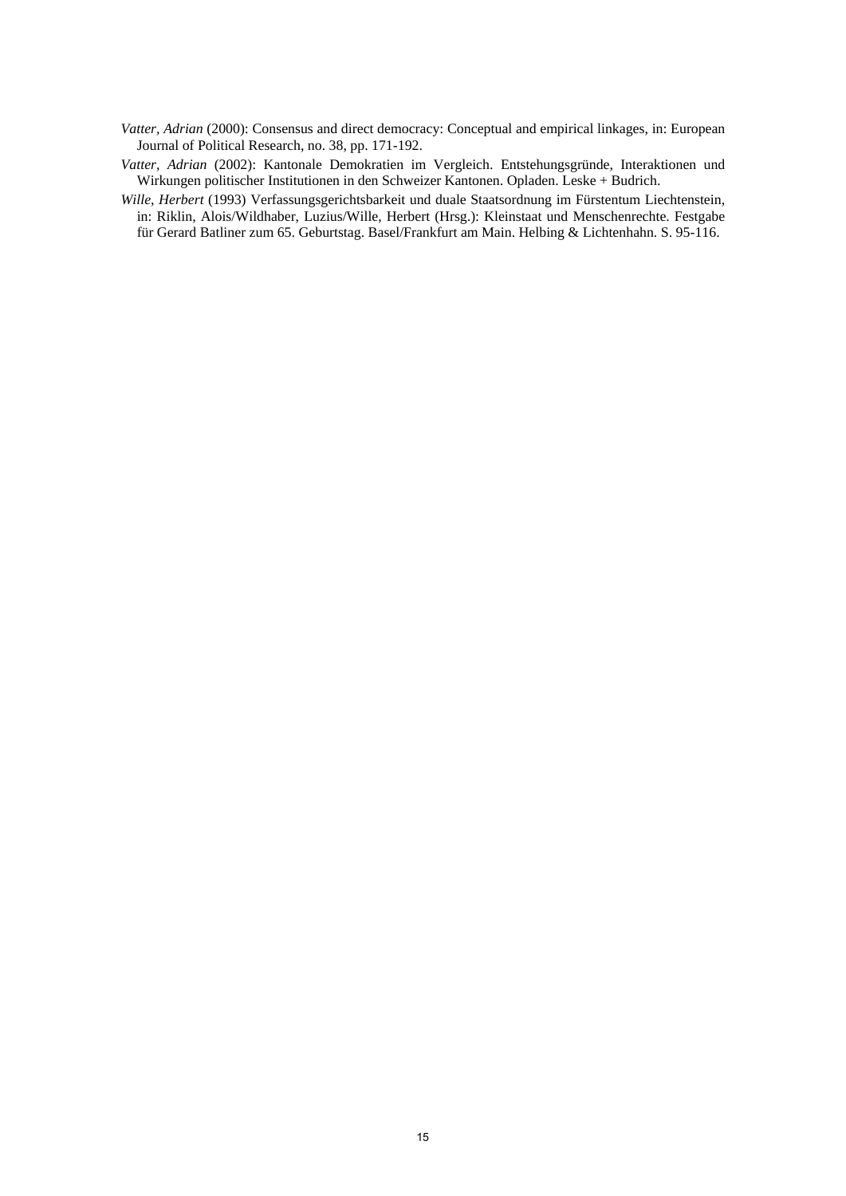*Vatter, Adrian* (2000): Consensus and direct democracy: Conceptual and empirical linkages, in: European Journal of Political Research, no. 38, pp. 171-192.

*Vatter, Adrian* (2002): Kantonale Demokratien im Vergleich. Entstehungsgründe, Interaktionen und Wirkungen politischer Institutionen in den Schweizer Kantonen. Opladen. Leske + Budrich.

*Wille, Herbert* (1993) Verfassungsgerichtsbarkeit und duale Staatsordnung im Fürstentum Liechtenstein, in: Riklin, Alois/Wildhaber, Luzius/Wille, Herbert (Hrsg.): Kleinstaat und Menschenrechte. Festgabe für Gerard Batliner zum 65. Geburtstag. Basel/Frankfurt am Main. Helbing & Lichtenhahn. S. 95-116.